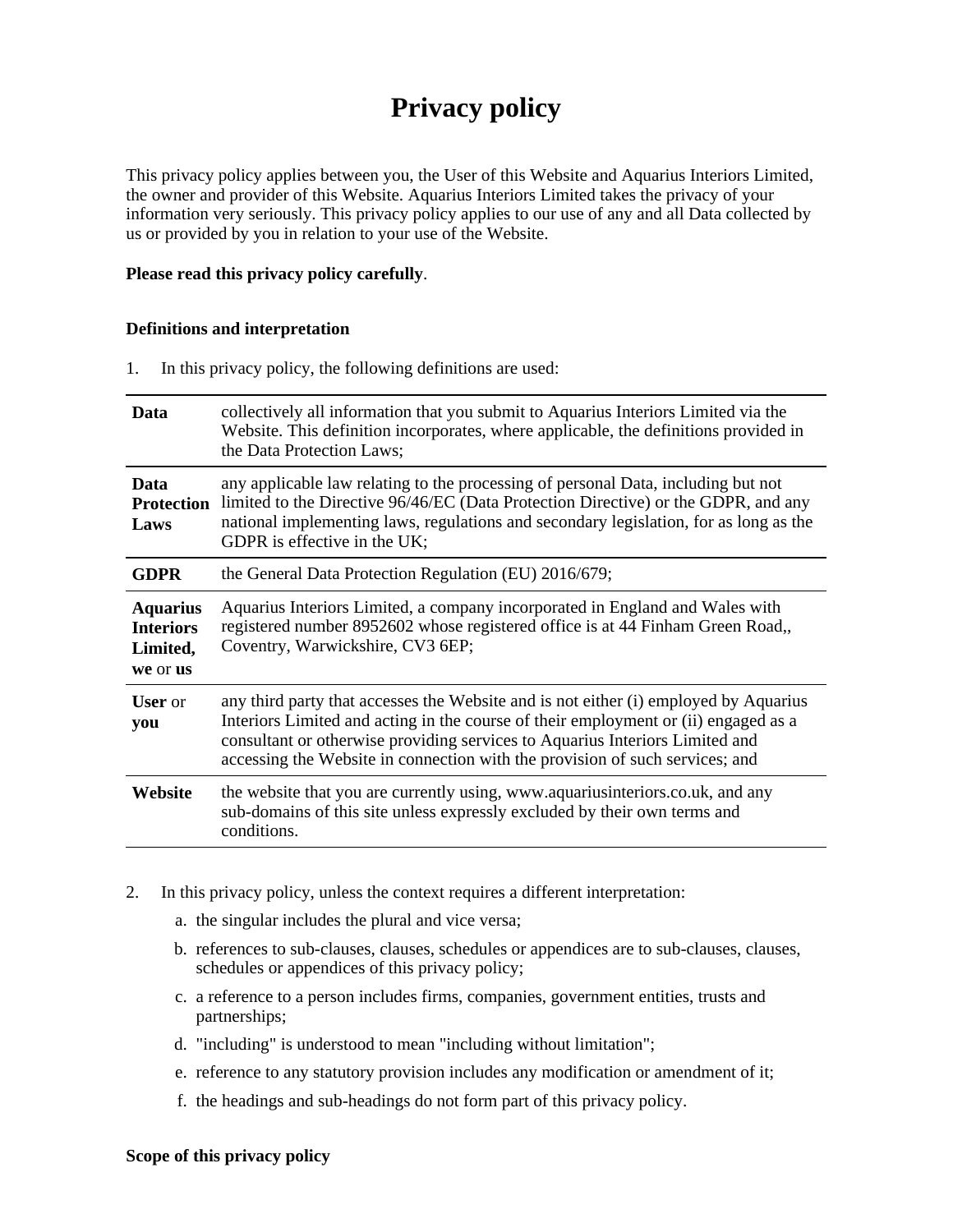# Privacy policy

This privacy policy applies between you, the User of this Website and Aquarius Interiors Limited, the owner and provider of this Website. Aquarius Interiors Limited takes the privacy of your information very seriously. This privacy policy applies to our use of any and all Data collected by us or provided by you in relation to your use of the Website.

**Please read this privacy policy carefully**.

**Definitions and interpretation**

1. In this privacy policy, the following definitions are used:

| | |
|---|---|
| **Data** | collectively all information that you submit to Aquarius Interiors Limited via the Website. This definition incorporates, where applicable, the definitions provided in the Data Protection Laws; |
| **Data Protection Laws** | any applicable law relating to the processing of personal Data, including but not limited to the Directive 96/46/EC (Data Protection Directive) or the GDPR, and any national implementing laws, regulations and secondary legislation, for as long as the GDPR is effective in the UK; |
| **GDPR** | the General Data Protection Regulation (EU) 2016/679; |
| **Aquarius Interiors Limited, we** or **us** | Aquarius Interiors Limited, a company incorporated in England and Wales with registered number 8952602 whose registered office is at 44 Finham Green Road,, Coventry, Warwickshire, CV3 6EP; |
| **User** or **you** | any third party that accesses the Website and is not either (i) employed by Aquarius Interiors Limited and acting in the course of their employment or (ii) engaged as a consultant or otherwise providing services to Aquarius Interiors Limited and accessing the Website in connection with the provision of such services; and |
| **Website** | the website that you are currently using, www.aquariusinteriors.co.uk, and any sub-domains of this site unless expressly excluded by their own terms and conditions. |

2. In this privacy policy, unless the context requires a different interpretation:
   a. the singular includes the plural and vice versa;
   b. references to sub-clauses, clauses, schedules or appendices are to sub-clauses, clauses, schedules or appendices of this privacy policy;
   c. a reference to a person includes firms, companies, government entities, trusts and partnerships;
   d. "including" is understood to mean "including without limitation";
   e. reference to any statutory provision includes any modification or amendment of it;
   f. the headings and sub-headings do not form part of this privacy policy.

**Scope of this privacy policy**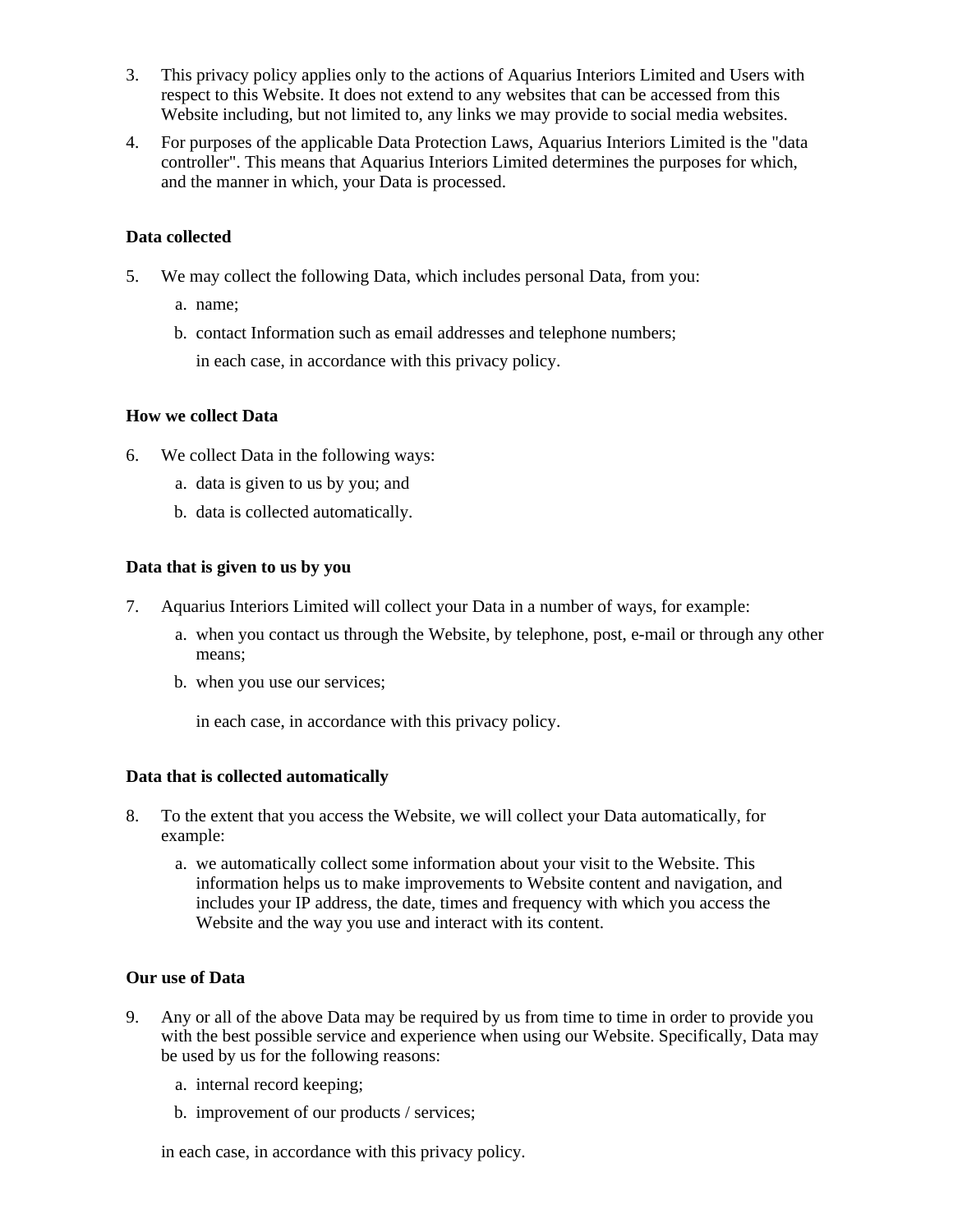3. This privacy policy applies only to the actions of Aquarius Interiors Limited and Users with respect to this Website. It does not extend to any websites that can be accessed from this Website including, but not limited to, any links we may provide to social media websites.
4. For purposes of the applicable Data Protection Laws, Aquarius Interiors Limited is the "data controller". This means that Aquarius Interiors Limited determines the purposes for which, and the manner in which, your Data is processed.

**Data collected**

5. We may collect the following Data, which includes personal Data, from you:
   a. name;
   b. contact Information such as email addresses and telephone numbers;

   in each case, in accordance with this privacy policy.

**How we collect Data**

6. We collect Data in the following ways:
   a. data is given to us by you; and
   b. data is collected automatically.

**Data that is given to us by you**

7. Aquarius Interiors Limited will collect your Data in a number of ways, for example:
   a. when you contact us through the Website, by telephone, post, e-mail or through any other means;
   b. when you use our services;

   in each case, in accordance with this privacy policy.

**Data that is collected automatically**

8. To the extent that you access the Website, we will collect your Data automatically, for example:
   a. we automatically collect some information about your visit to the Website. This information helps us to make improvements to Website content and navigation, and includes your IP address, the date, times and frequency with which you access the Website and the way you use and interact with its content.

**Our use of Data**

9. Any or all of the above Data may be required by us from time to time in order to provide you with the best possible service and experience when using our Website. Specifically, Data may be used by us for the following reasons:
   a. internal record keeping;
   b. improvement of our products / services;

   in each case, in accordance with this privacy policy.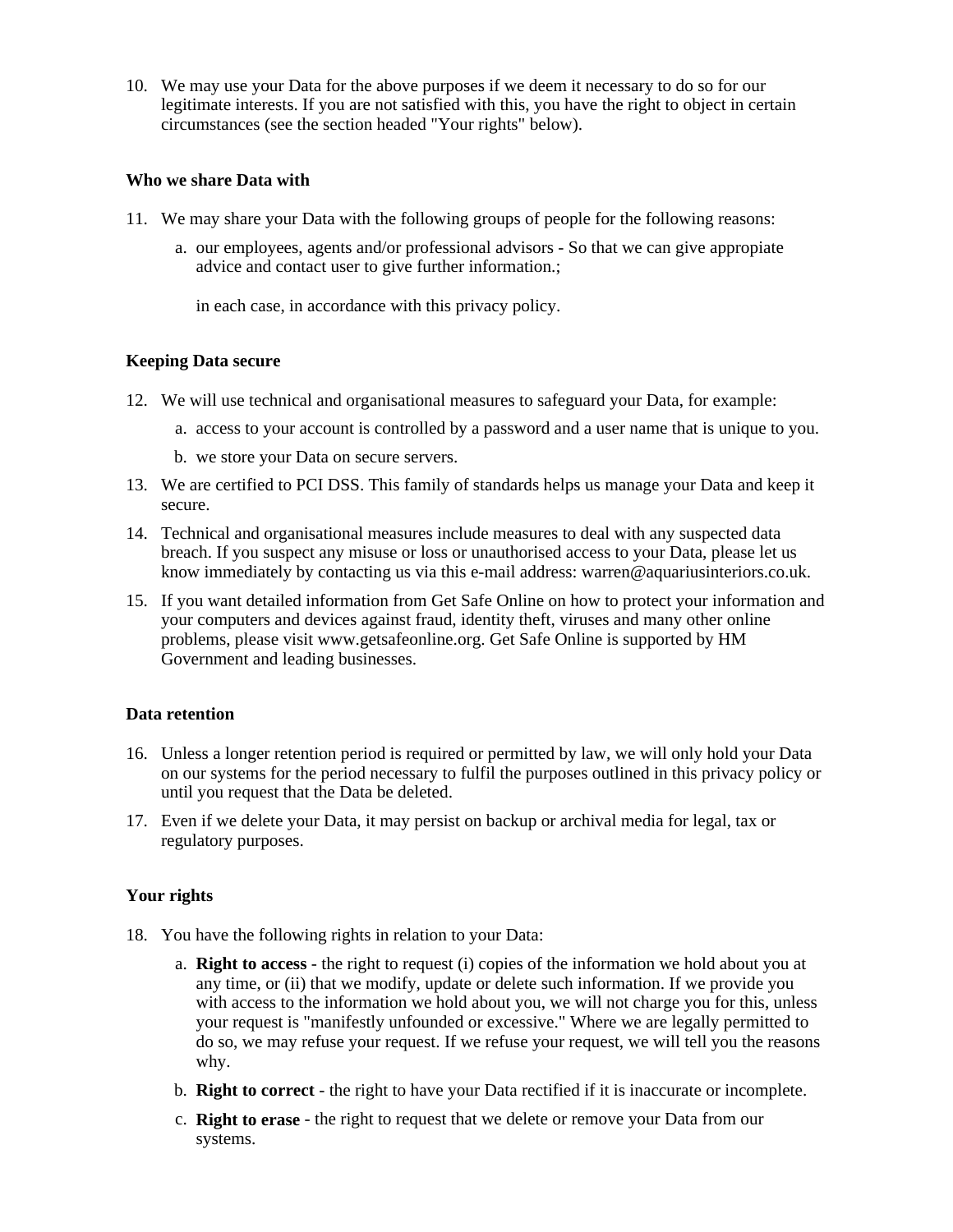10. We may use your Data for the above purposes if we deem it necessary to do so for our legitimate interests. If you are not satisfied with this, you have the right to object in certain circumstances (see the section headed "Your rights" below).

**Who we share Data with**

11. We may share your Data with the following groups of people for the following reasons:
    a. our employees, agents and/or professional advisors - So that we can give appropiate advice and contact user to give further information.;

    in each case, in accordance with this privacy policy.

**Keeping Data secure**

12. We will use technical and organisational measures to safeguard your Data, for example:
    a. access to your account is controlled by a password and a user name that is unique to you.
    b. we store your Data on secure servers.
13. We are certified to PCI DSS. This family of standards helps us manage your Data and keep it secure.
14. Technical and organisational measures include measures to deal with any suspected data breach. If you suspect any misuse or loss or unauthorised access to your Data, please let us know immediately by contacting us via this e-mail address: warren@aquariusinteriors.co.uk.
15. If you want detailed information from Get Safe Online on how to protect your information and your computers and devices against fraud, identity theft, viruses and many other online problems, please visit www.getsafeonline.org. Get Safe Online is supported by HM Government and leading businesses.

**Data retention**

16. Unless a longer retention period is required or permitted by law, we will only hold your Data on our systems for the period necessary to fulfil the purposes outlined in this privacy policy or until you request that the Data be deleted.
17. Even if we delete your Data, it may persist on backup or archival media for legal, tax or regulatory purposes.

**Your rights**

18. You have the following rights in relation to your Data:
    a. **Right to access** - the right to request (i) copies of the information we hold about you at any time, or (ii) that we modify, update or delete such information. If we provide you with access to the information we hold about you, we will not charge you for this, unless your request is "manifestly unfounded or excessive." Where we are legally permitted to do so, we may refuse your request. If we refuse your request, we will tell you the reasons why.
    b. **Right to correct** - the right to have your Data rectified if it is inaccurate or incomplete.
    c. **Right to erase** - the right to request that we delete or remove your Data from our systems.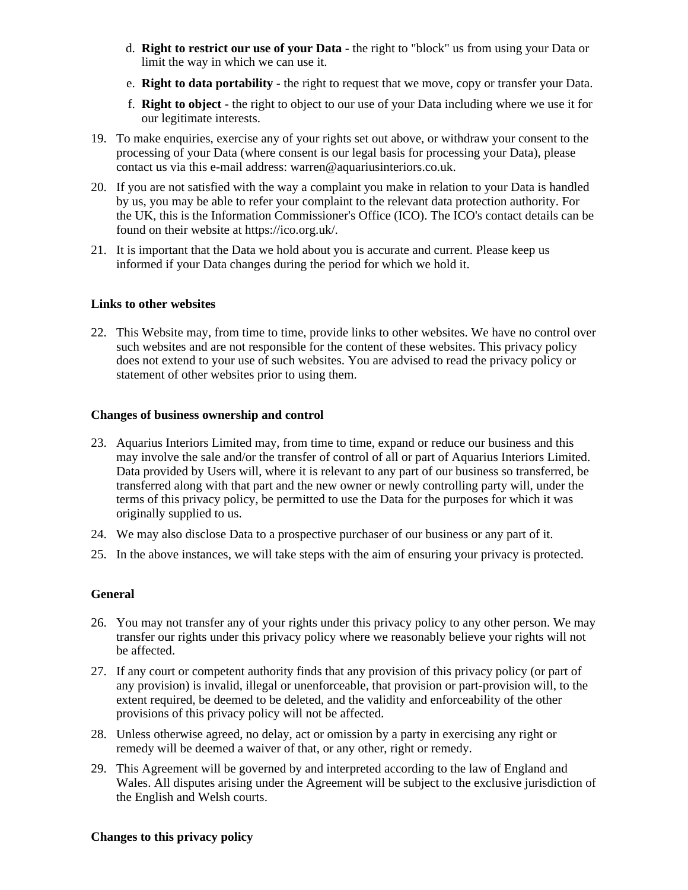d. **Right to restrict our use of your Data** - the right to "block" us from using your Data or limit the way in which we can use it.

e. **Right to data portability** - the right to request that we move, copy or transfer your Data.

f. **Right to object** - the right to object to our use of your Data including where we use it for our legitimate interests.

19. To make enquiries, exercise any of your rights set out above, or withdraw your consent to the processing of your Data (where consent is our legal basis for processing your Data), please contact us via this e-mail address: warren@aquariusinteriors.co.uk.

20. If you are not satisfied with the way a complaint you make in relation to your Data is handled by us, you may be able to refer your complaint to the relevant data protection authority. For the UK, this is the Information Commissioner's Office (ICO). The ICO's contact details can be found on their website at https://ico.org.uk/.

21. It is important that the Data we hold about you is accurate and current. Please keep us informed if your Data changes during the period for which we hold it.

**Links to other websites**

22. This Website may, from time to time, provide links to other websites. We have no control over such websites and are not responsible for the content of these websites. This privacy policy does not extend to your use of such websites. You are advised to read the privacy policy or statement of other websites prior to using them.

**Changes of business ownership and control**

23. Aquarius Interiors Limited may, from time to time, expand or reduce our business and this may involve the sale and/or the transfer of control of all or part of Aquarius Interiors Limited. Data provided by Users will, where it is relevant to any part of our business so transferred, be transferred along with that part and the new owner or newly controlling party will, under the terms of this privacy policy, be permitted to use the Data for the purposes for which it was originally supplied to us.

24. We may also disclose Data to a prospective purchaser of our business or any part of it.

25. In the above instances, we will take steps with the aim of ensuring your privacy is protected.

**General**

26. You may not transfer any of your rights under this privacy policy to any other person. We may transfer our rights under this privacy policy where we reasonably believe your rights will not be affected.

27. If any court or competent authority finds that any provision of this privacy policy (or part of any provision) is invalid, illegal or unenforceable, that provision or part-provision will, to the extent required, be deemed to be deleted, and the validity and enforceability of the other provisions of this privacy policy will not be affected.

28. Unless otherwise agreed, no delay, act or omission by a party in exercising any right or remedy will be deemed a waiver of that, or any other, right or remedy.

29. This Agreement will be governed by and interpreted according to the law of England and Wales. All disputes arising under the Agreement will be subject to the exclusive jurisdiction of the English and Welsh courts.

**Changes to this privacy policy**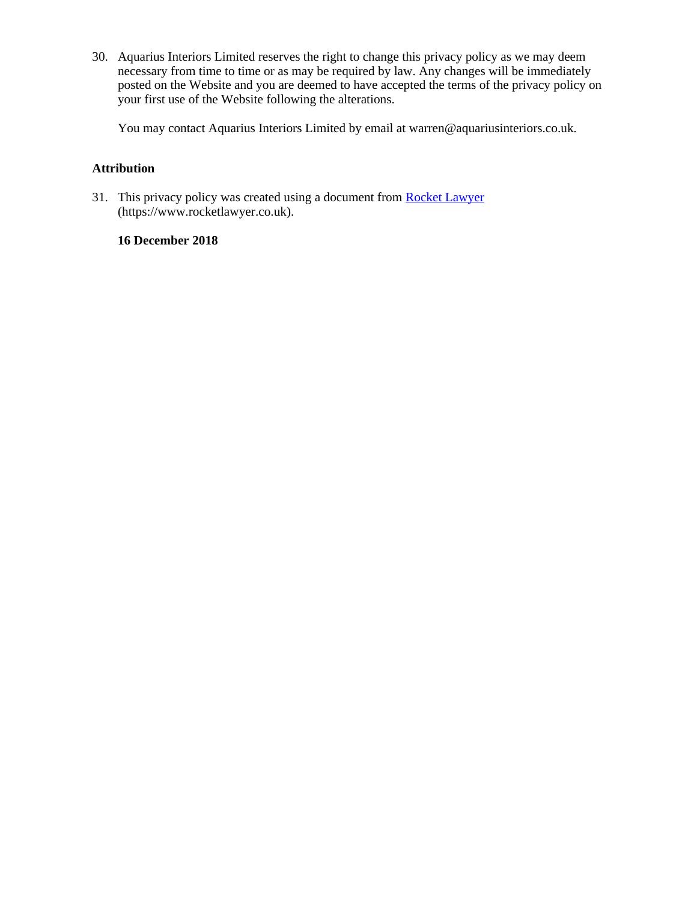30. Aquarius Interiors Limited reserves the right to change this privacy policy as we may deem necessary from time to time or as may be required by law. Any changes will be immediately posted on the Website and you are deemed to have accepted the terms of the privacy policy on your first use of the Website following the alterations.

    You may contact Aquarius Interiors Limited by email at warren@aquariusinteriors.co.uk.

## Attribution

31. This privacy policy was created using a document from [Rocket Lawyer](https://www.rocketlawyer.co.uk) (https://www.rocketlawyer.co.uk).

    **16 December 2018**